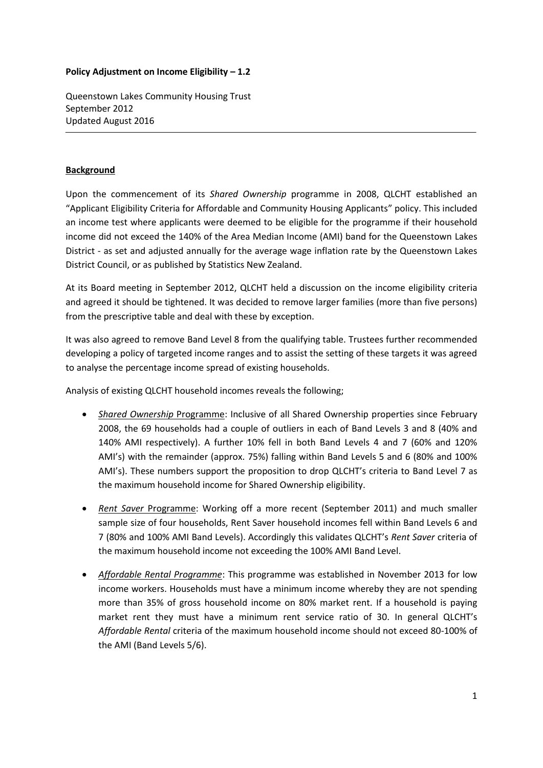**Policy Adjustment on Income Eligibility – 1.2**

Queenstown Lakes Community Housing Trust
September 2012
Updated August 2016

---

**Background**

Upon the commencement of its *Shared Ownership* programme in 2008, QLCHT established an "Applicant Eligibility Criteria for Affordable and Community Housing Applicants" policy. This included an income test where applicants were deemed to be eligible for the programme if their household income did not exceed the 140% of the Area Median Income (AMI) band for the Queenstown Lakes District - as set and adjusted annually for the average wage inflation rate by the Queenstown Lakes District Council, or as published by Statistics New Zealand.

At its Board meeting in September 2012, QLCHT held a discussion on the income eligibility criteria and agreed it should be tightened. It was decided to remove larger families (more than five persons) from the prescriptive table and deal with these by exception.

It was also agreed to remove Band Level 8 from the qualifying table. Trustees further recommended developing a policy of targeted income ranges and to assist the setting of these targets it was agreed to analyse the percentage income spread of existing households.

Analysis of existing QLCHT household incomes reveals the following;

- *Shared Ownership* Programme: Inclusive of all Shared Ownership properties since February 2008, the 69 households had a couple of outliers in each of Band Levels 3 and 8 (40% and 140% AMI respectively). A further 10% fell in both Band Levels 4 and 7 (60% and 120% AMI's) with the remainder (approx. 75%) falling within Band Levels 5 and 6 (80% and 100% AMI's). These numbers support the proposition to drop QLCHT's criteria to Band Level 7 as the maximum household income for Shared Ownership eligibility.
- *Rent Saver* Programme: Working off a more recent (September 2011) and much smaller sample size of four households, Rent Saver household incomes fell within Band Levels 6 and 7 (80% and 100% AMI Band Levels). Accordingly this validates QLCHT's *Rent Saver* criteria of the maximum household income not exceeding the 100% AMI Band Level.
- *Affordable Rental Programme*: This programme was established in November 2013 for low income workers. Households must have a minimum income whereby they are not spending more than 35% of gross household income on 80% market rent. If a household is paying market rent they must have a minimum rent service ratio of 30. In general QLCHT's *Affordable Rental* criteria of the maximum household income should not exceed 80-100% of the AMI (Band Levels 5/6).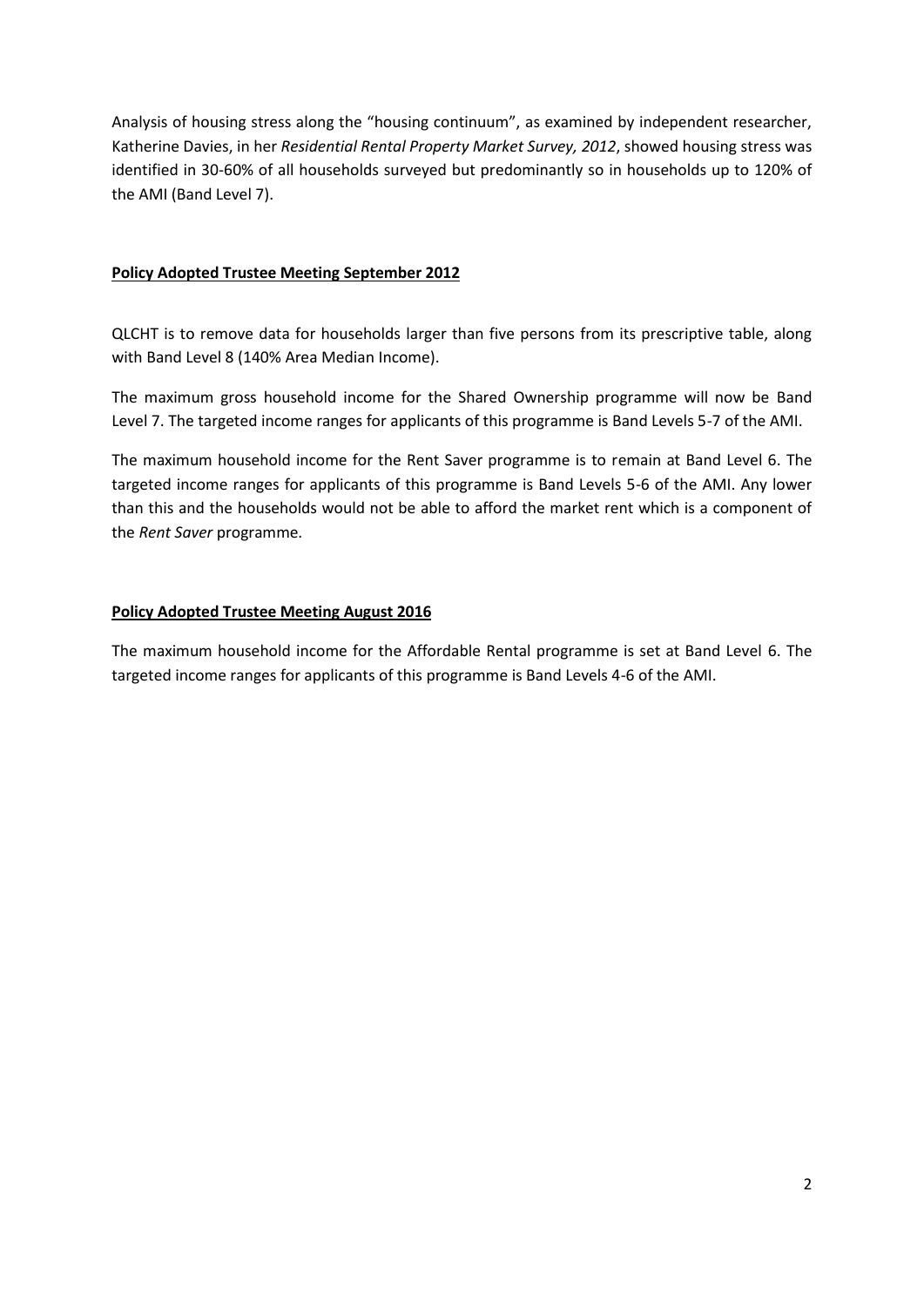Analysis of housing stress along the "housing continuum", as examined by independent researcher, Katherine Davies, in her *Residential Rental Property Market Survey, 2012*, showed housing stress was identified in 30-60% of all households surveyed but predominantly so in households up to 120% of the AMI (Band Level 7).

**Policy Adopted Trustee Meeting September 2012**

QLCHT is to remove data for households larger than five persons from its prescriptive table, along with Band Level 8 (140% Area Median Income).

The maximum gross household income for the Shared Ownership programme will now be Band Level 7. The targeted income ranges for applicants of this programme is Band Levels 5-7 of the AMI.

The maximum household income for the Rent Saver programme is to remain at Band Level 6. The targeted income ranges for applicants of this programme is Band Levels 5-6 of the AMI. Any lower than this and the households would not be able to afford the market rent which is a component of the *Rent Saver* programme.

**Policy Adopted Trustee Meeting August 2016**

The maximum household income for the Affordable Rental programme is set at Band Level 6. The targeted income ranges for applicants of this programme is Band Levels 4-6 of the AMI.